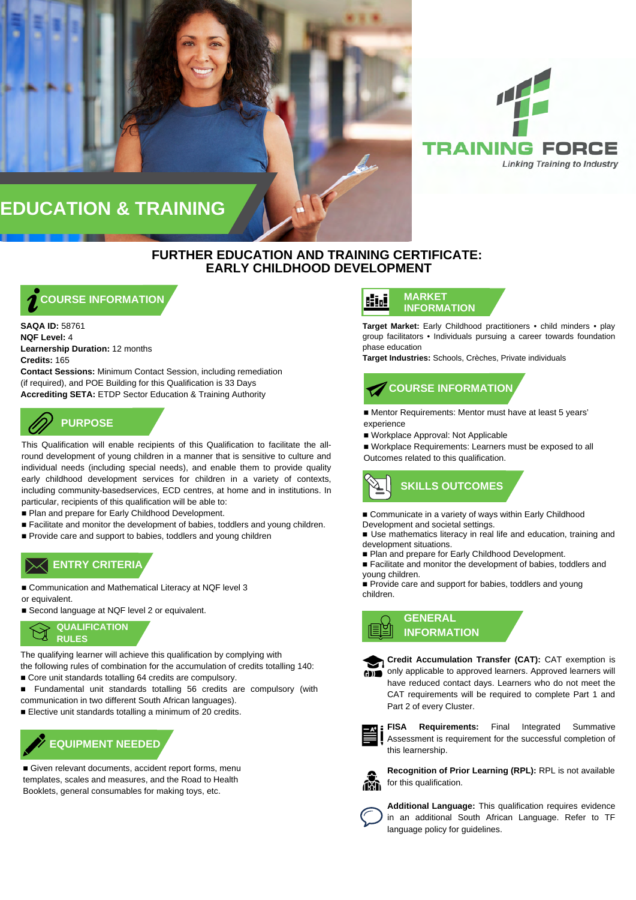# EDUCATION & TRAINING

**TRAINING FORCE**
*Linking Training to Industry*

## FURTHER EDUCATION AND TRAINING CERTIFICATE: EARLY CHILDHOOD DEVELOPMENT

### COURSE INFORMATION

**SAQA ID:** 58761
**NQF Level:** 4
**Learnership Duration:** 12 months
**Credits:** 165
**Contact Sessions:** Minimum Contact Session, including remediation (if required), and POE Building for this Qualification is 33 Days
**Accrediting SETA:** ETDP Sector Education & Training Authority

### PURPOSE

This Qualification will enable recipients of this Qualification to facilitate the all-round development of young children in a manner that is sensitive to culture and individual needs (including special needs), and enable them to provide quality early childhood development services for children in a variety of contexts, including community-basedservices, ECD centres, at home and in institutions. In particular, recipients of this qualification will be able to:

- Plan and prepare for Early Childhood Development.
- Facilitate and monitor the development of babies, toddlers and young children.
- Provide care and support to babies, toddlers and young children

### ENTRY CRITERIA

- Communication and Mathematical Literacy at NQF level 3 or equivalent.
- Second language at NQF level 2 or equivalent.

### QUALIFICATION RULES

The qualifying learner will achieve this qualification by complying with the following rules of combination for the accumulation of credits totalling 140:

- Core unit standards totalling 64 credits are compulsory.
- Fundamental unit standards totalling 56 credits are compulsory (with communication in two different South African languages).
- Elective unit standards totalling a minimum of 20 credits.

### EQUIPMENT NEEDED

- Given relevant documents, accident report forms, menu templates, scales and measures, and the Road to Health Booklets, general consumables for making toys, etc.

### MARKET INFORMATION

**Target Market:** Early Childhood practitioners • child minders • play group facilitators • Individuals pursuing a career towards foundation phase education
**Target Industries:** Schools, Crèches, Private individuals

### COURSE INFORMATION

- Mentor Requirements: Mentor must have at least 5 years' experience
- Workplace Approval: Not Applicable
- Workplace Requirements: Learners must be exposed to all Outcomes related to this qualification.

### SKILLS OUTCOMES

- Communicate in a variety of ways within Early Childhood Development and societal settings.
- Use mathematics literacy in real life and education, training and development situations.
- Plan and prepare for Early Childhood Development.
- Facilitate and monitor the development of babies, toddlers and young children.
- Provide care and support for babies, toddlers and young children.

### GENERAL INFORMATION

**Credit Accumulation Transfer (CAT):** CAT exemption is only applicable to approved learners. Approved learners will have reduced contact days. Learners who do not meet the CAT requirements will be required to complete Part 1 and Part 2 of every Cluster.

**FISA Requirements:** Final Integrated Summative Assessment is requirement for the successful completion of this learnership.

**Recognition of Prior Learning (RPL):** RPL is not available for this qualification.

**Additional Language:** This qualification requires evidence in an additional South African Language. Refer to TF language policy for guidelines.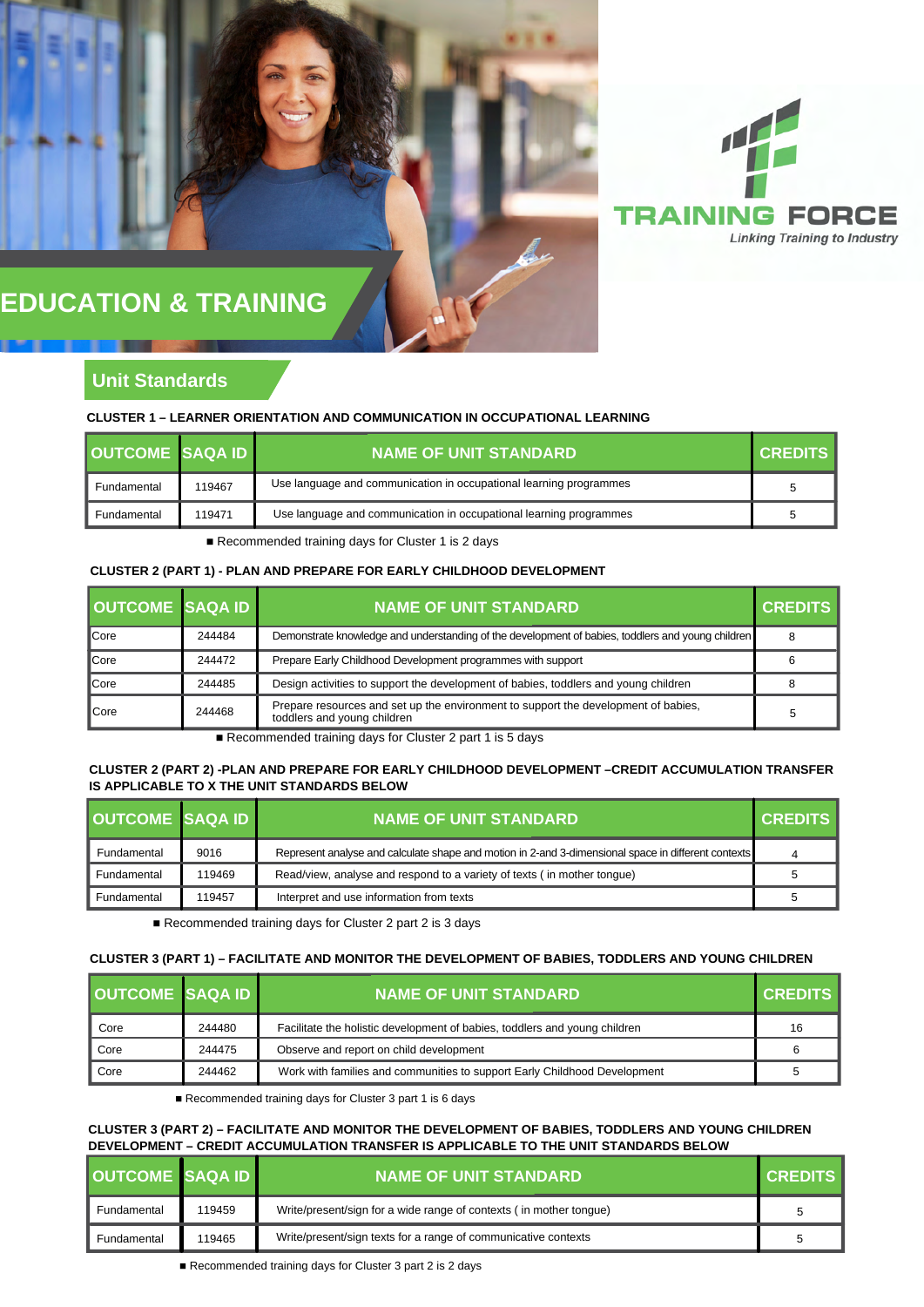TRAINING FORCE

*Linking Training to Industry*

# EDUCATION & TRAINING

## Unit Standards

### CLUSTER 1 – LEARNER ORIENTATION AND COMMUNICATION IN OCCUPATIONAL LEARNING

| OUTCOME | SAQA ID | NAME OF UNIT STANDARD | CREDITS |
|---|---|---|---|
| Fundamental | 119467 | Use language and communication in occupational learning programmes | 5 |
| Fundamental | 119471 | Use language and communication in occupational learning programmes | 5 |

- Recommended training days for Cluster 1 is 2 days

### CLUSTER 2 (PART 1) - PLAN AND PREPARE FOR EARLY CHILDHOOD DEVELOPMENT

| OUTCOME | SAQA ID | NAME OF UNIT STANDARD | CREDITS |
|---|---|---|---|
| Core | 244484 | Demonstrate knowledge and understanding of the development of babies, toddlers and young children | 8 |
| Core | 244472 | Prepare Early Childhood Development programmes with support | 6 |
| Core | 244485 | Design activities to support the development of babies, toddlers and young children | 8 |
| Core | 244468 | Prepare resources and set up the environment to support the development of babies, toddlers and young children | 5 |

- Recommended training days for Cluster 2 part 1 is 5 days

### CLUSTER 2 (PART 2) -PLAN AND PREPARE FOR EARLY CHILDHOOD DEVELOPMENT –CREDIT ACCUMULATION TRANSFER IS APPLICABLE TO X THE UNIT STANDARDS BELOW

| OUTCOME | SAQA ID | NAME OF UNIT STANDARD | CREDITS |
|---|---|---|---|
| Fundamental | 9016 | Represent analyse and calculate shape and motion in 2-and 3-dimensional space in different contexts | 4 |
| Fundamental | 119469 | Read/view, analyse and respond to a variety of texts ( in mother tongue) | 5 |
| Fundamental | 119457 | Interpret and use information from texts | 5 |

- Recommended training days for Cluster 2 part 2 is 3 days

### CLUSTER 3 (PART 1) – FACILITATE AND MONITOR THE DEVELOPMENT OF BABIES, TODDLERS AND YOUNG CHILDREN

| OUTCOME | SAQA ID | NAME OF UNIT STANDARD | CREDITS |
|---|---|---|---|
| Core | 244480 | Facilitate the holistic development of babies, toddlers and young children | 16 |
| Core | 244475 | Observe and report on child development | 6 |
| Core | 244462 | Work with families and communities to support Early Childhood Development | 5 |

- Recommended training days for Cluster 3 part 1 is 6 days

### CLUSTER 3 (PART 2) – FACILITATE AND MONITOR THE DEVELOPMENT OF BABIES, TODDLERS AND YOUNG CHILDREN DEVELOPMENT – CREDIT ACCUMULATION TRANSFER IS APPLICABLE TO THE UNIT STANDARDS BELOW

| OUTCOME | SAQA ID | NAME OF UNIT STANDARD | CREDITS |
|---|---|---|---|
| Fundamental | 119459 | Write/present/sign for a wide range of contexts ( in mother tongue) | 5 |
| Fundamental | 119465 | Write/present/sign texts for a range of communicative contexts | 5 |

- Recommended training days for Cluster 3 part 2 is 2 days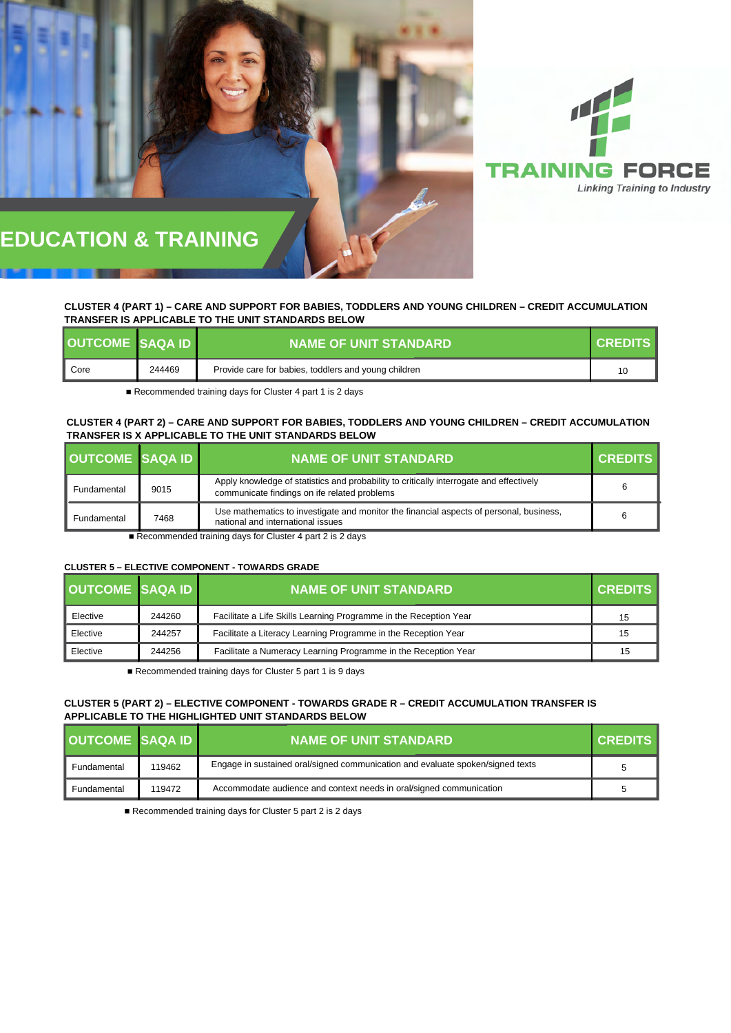# EDUCATION & TRAINING

TRAINING FORCE
*Linking Training to Industry*

**CLUSTER 4 (PART 1) – CARE AND SUPPORT FOR BABIES, TODDLERS AND YOUNG CHILDREN – CREDIT ACCUMULATION TRANSFER IS APPLICABLE TO THE UNIT STANDARDS BELOW**

| OUTCOME | SAQA ID | NAME OF UNIT STANDARD | CREDITS |
|---|---|---|---|
| Core | 244469 | Provide care for babies, toddlers and young children | 10 |

- Recommended training days for Cluster 4 part 1 is 2 days

**CLUSTER 4 (PART 2) – CARE AND SUPPORT FOR BABIES, TODDLERS AND YOUNG CHILDREN – CREDIT ACCUMULATION TRANSFER IS X APPLICABLE TO THE UNIT STANDARDS BELOW**

| OUTCOME | SAQA ID | NAME OF UNIT STANDARD | CREDITS |
|---|---|---|---|
| Fundamental | 9015 | Apply knowledge of statistics and probability to critically interrogate and effectively communicate findings on ife related problems | 6 |
| Fundamental | 7468 | Use mathematics to investigate and monitor the financial aspects of personal, business, national and international issues | 6 |

- Recommended training days for Cluster 4 part 2 is 2 days

**CLUSTER 5 – ELECTIVE COMPONENT - TOWARDS GRADE**

| OUTCOME | SAQA ID | NAME OF UNIT STANDARD | CREDITS |
|---|---|---|---|
| Elective | 244260 | Facilitate a Life Skills Learning Programme in the Reception Year | 15 |
| Elective | 244257 | Facilitate a Literacy Learning Programme in the Reception Year | 15 |
| Elective | 244256 | Facilitate a Numeracy Learning Programme in the Reception Year | 15 |

- Recommended training days for Cluster 5 part 1 is 9 days

**CLUSTER 5 (PART 2) – ELECTIVE COMPONENT - TOWARDS GRADE R – CREDIT ACCUMULATION TRANSFER IS APPLICABLE TO THE HIGHLIGHTED UNIT STANDARDS BELOW**

| OUTCOME | SAQA ID | NAME OF UNIT STANDARD | CREDITS |
|---|---|---|---|
| Fundamental | 119462 | Engage in sustained oral/signed communication and evaluate spoken/signed texts | 5 |
| Fundamental | 119472 | Accommodate audience and context needs in oral/signed communication | 5 |

- Recommended training days for Cluster 5 part 2 is 2 days